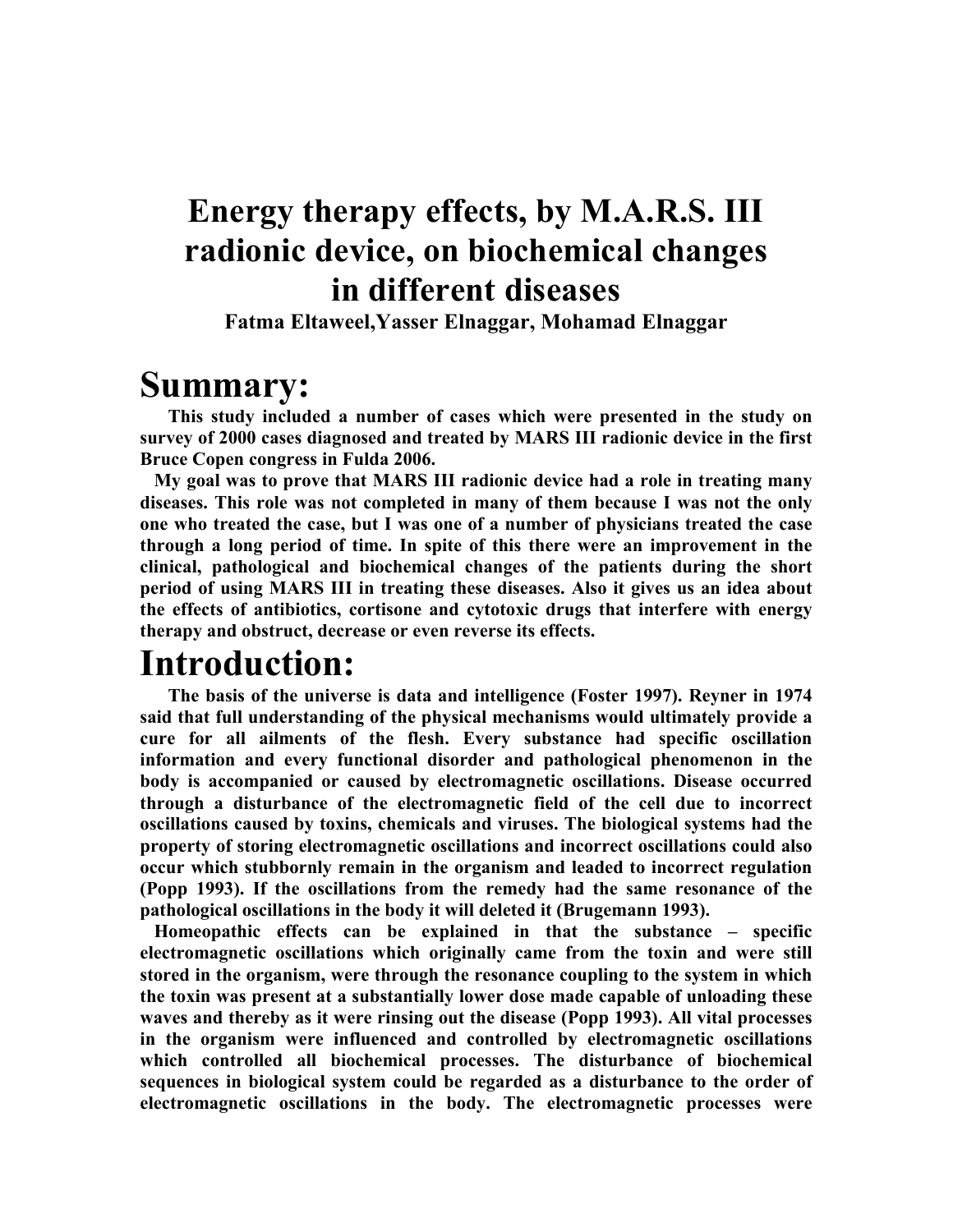# Energy therapy effects, by M.A.R.S. III radionic device, on biochemical changes in different diseases

**Fatma Eltaweel,Yasser Elnaggar, Mohamad Elnaggar**

## Summary:

**This study included a number of cases which were presented in the study on survey of 2000 cases diagnosed and treated by MARS III radionic device in the first Bruce Copen congress in Fulda 2006.**

**My goal was to prove that MARS III radionic device had a role in treating many diseases. This role was not completed in many of them because I was not the only one who treated the case, but I was one of a number of physicians treated the case through a long period of time. In spite of this there were an improvement in the clinical, pathological and biochemical changes of the patients during the short period of using MARS III in treating these diseases. Also it gives us an idea about the effects of antibiotics, cortisone and cytotoxic drugs that interfere with energy therapy and obstruct, decrease or even reverse its effects.**

## Introduction:

**The basis of the universe is data and intelligence (Foster 1997). Reyner in 1974 said that full understanding of the physical mechanisms would ultimately provide a cure for all ailments of the flesh. Every substance had specific oscillation information and every functional disorder and pathological phenomenon in the body is accompanied or caused by electromagnetic oscillations. Disease occurred through a disturbance of the electromagnetic field of the cell due to incorrect oscillations caused by toxins, chemicals and viruses. The biological systems had the property of storing electromagnetic oscillations and incorrect oscillations could also occur which stubbornly remain in the organism and leaded to incorrect regulation (Popp 1993). If the oscillations from the remedy had the same resonance of the pathological oscillations in the body it will deleted it (Brugemann 1993).**

**Homeopathic effects can be explained in that the substance – specific electromagnetic oscillations which originally came from the toxin and were still stored in the organism, were through the resonance coupling to the system in which the toxin was present at a substantially lower dose made capable of unloading these waves and thereby as it were rinsing out the disease (Popp 1993). All vital processes in the organism were influenced and controlled by electromagnetic oscillations which controlled all biochemical processes. The disturbance of biochemical sequences in biological system could be regarded as a disturbance to the order of electromagnetic oscillations in the body. The electromagnetic processes were**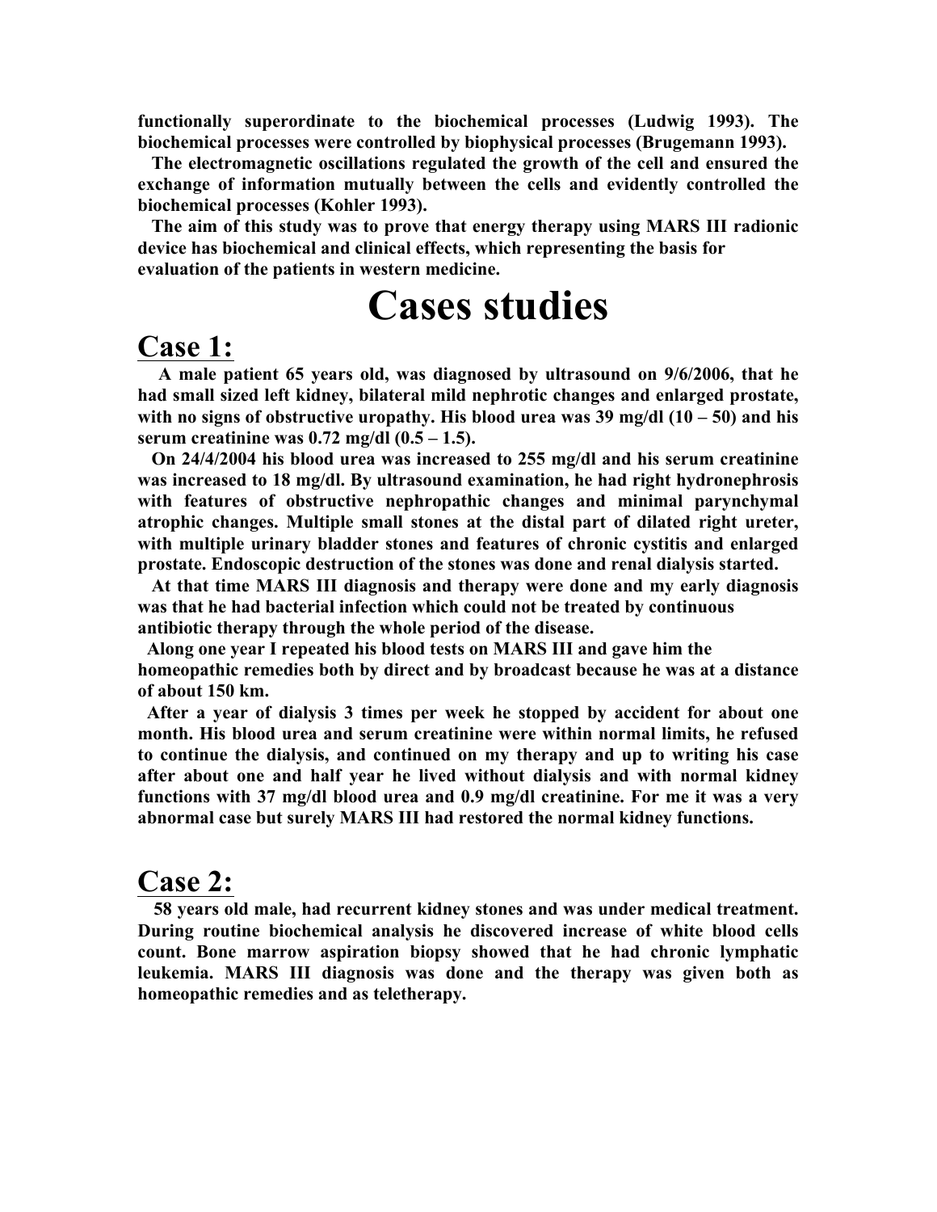**functionally superordinate to the biochemical processes (Ludwig 1993). The biochemical processes were controlled by biophysical processes (Brugemann 1993).**

**The electromagnetic oscillations regulated the growth of the cell and ensured the exchange of information mutually between the cells and evidently controlled the biochemical processes (Kohler 1993).**

**The aim of this study was to prove that energy therapy using MARS III radionic device has biochemical and clinical effects, which representing the basis for evaluation of the patients in western medicine.**

# Cases studies

## Case 1:

**A male patient 65 years old, was diagnosed by ultrasound on 9/6/2006, that he had small sized left kidney, bilateral mild nephrotic changes and enlarged prostate, with no signs of obstructive uropathy. His blood urea was 39 mg/dl (10 – 50) and his serum creatinine was 0.72 mg/dl (0.5 – 1.5).**

**On 24/4/2004 his blood urea was increased to 255 mg/dl and his serum creatinine was increased to 18 mg/dl. By ultrasound examination, he had right hydronephrosis with features of obstructive nephropathic changes and minimal parynchymal atrophic changes. Multiple small stones at the distal part of dilated right ureter, with multiple urinary bladder stones and features of chronic cystitis and enlarged prostate. Endoscopic destruction of the stones was done and renal dialysis started.**

**At that time MARS III diagnosis and therapy were done and my early diagnosis was that he had bacterial infection which could not be treated by continuous antibiotic therapy through the whole period of the disease.**

**Along one year I repeated his blood tests on MARS III and gave him the homeopathic remedies both by direct and by broadcast because he was at a distance of about 150 km.**

**After a year of dialysis 3 times per week he stopped by accident for about one month. His blood urea and serum creatinine were within normal limits, he refused to continue the dialysis, and continued on my therapy and up to writing his case after about one and half year he lived without dialysis and with normal kidney functions with 37 mg/dl blood urea and 0.9 mg/dl creatinine. For me it was a very abnormal case but surely MARS III had restored the normal kidney functions.**

## Case 2:

**58 years old male, had recurrent kidney stones and was under medical treatment. During routine biochemical analysis he discovered increase of white blood cells count. Bone marrow aspiration biopsy showed that he had chronic lymphatic leukemia. MARS III diagnosis was done and the therapy was given both as homeopathic remedies and as teletherapy.**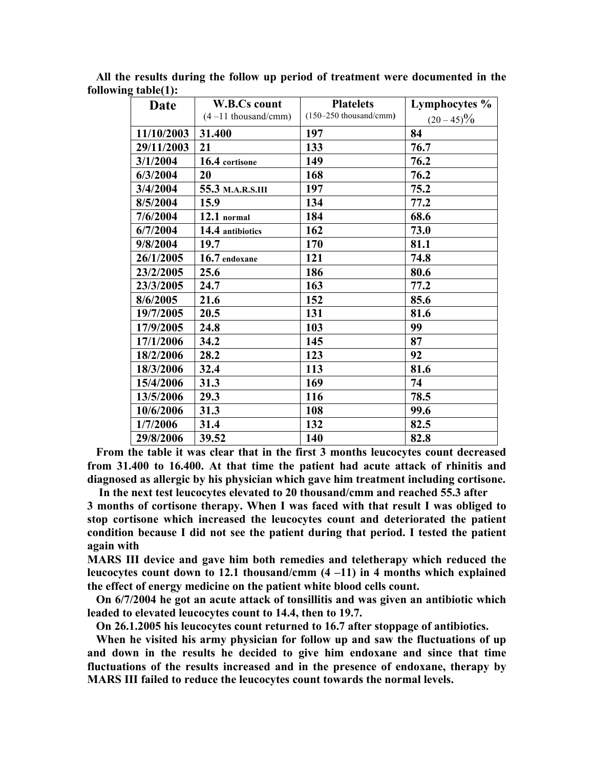**All the results during the follow up period of treatment were documented in the following table(1):**

| Date | W.B.Cs count (4 –11 thousand/cmm) | Platelets (150–250 thousand/cmm) | Lymphocytes % (20 – 45)% |
|---|---|---|---|
| 11/10/2003 | 31.400 | 197 | 84 |
| 29/11/2003 | 21 | 133 | 76.7 |
| 3/1/2004 | 16.4 cortisone | 149 | 76.2 |
| 6/3/2004 | 20 | 168 | 76.2 |
| 3/4/2004 | 55.3 M.A.R.S.III | 197 | 75.2 |
| 8/5/2004 | 15.9 | 134 | 77.2 |
| 7/6/2004 | 12.1 normal | 184 | 68.6 |
| 6/7/2004 | 14.4 antibiotics | 162 | 73.0 |
| 9/8/2004 | 19.7 | 170 | 81.1 |
| 26/1/2005 | 16.7 endoxane | 121 | 74.8 |
| 23/2/2005 | 25.6 | 186 | 80.6 |
| 23/3/2005 | 24.7 | 163 | 77.2 |
| 8/6/2005 | 21.6 | 152 | 85.6 |
| 19/7/2005 | 20.5 | 131 | 81.6 |
| 17/9/2005 | 24.8 | 103 | 99 |
| 17/1/2006 | 34.2 | 145 | 87 |
| 18/2/2006 | 28.2 | 123 | 92 |
| 18/3/2006 | 32.4 | 113 | 81.6 |
| 15/4/2006 | 31.3 | 169 | 74 |
| 13/5/2006 | 29.3 | 116 | 78.5 |
| 10/6/2006 | 31.3 | 108 | 99.6 |
| 1/7/2006 | 31.4 | 132 | 82.5 |
| 29/8/2006 | 39.52 | 140 | 82.8 |

**From the table it was clear that in the first 3 months leucocytes count decreased from 31.400 to 16.400. At that time the patient had acute attack of rhinitis and diagnosed as allergic by his physician which gave him treatment including cortisone.**

**In the next test leucocytes elevated to 20 thousand/cmm and reached 55.3 after 3 months of cortisone therapy. When I was faced with that result I was obliged to stop cortisone which increased the leucocytes count and deteriorated the patient condition because I did not see the patient during that period. I tested the patient again with MARS III device and gave him both remedies and teletherapy which reduced the leucocytes count down to 12.1 thousand/cmm (4 –11) in 4 months which explained the effect of energy medicine on the patient white blood cells count.**

**On 6/7/2004 he got an acute attack of tonsillitis and was given an antibiotic which leaded to elevated leucocytes count to 14.4, then to 19.7.**

**On 26.1.2005 his leucocytes count returned to 16.7 after stoppage of antibiotics.**

**When he visited his army physician for follow up and saw the fluctuations of up and down in the results he decided to give him endoxane and since that time fluctuations of the results increased and in the presence of endoxane, therapy by MARS III failed to reduce the leucocytes count towards the normal levels.**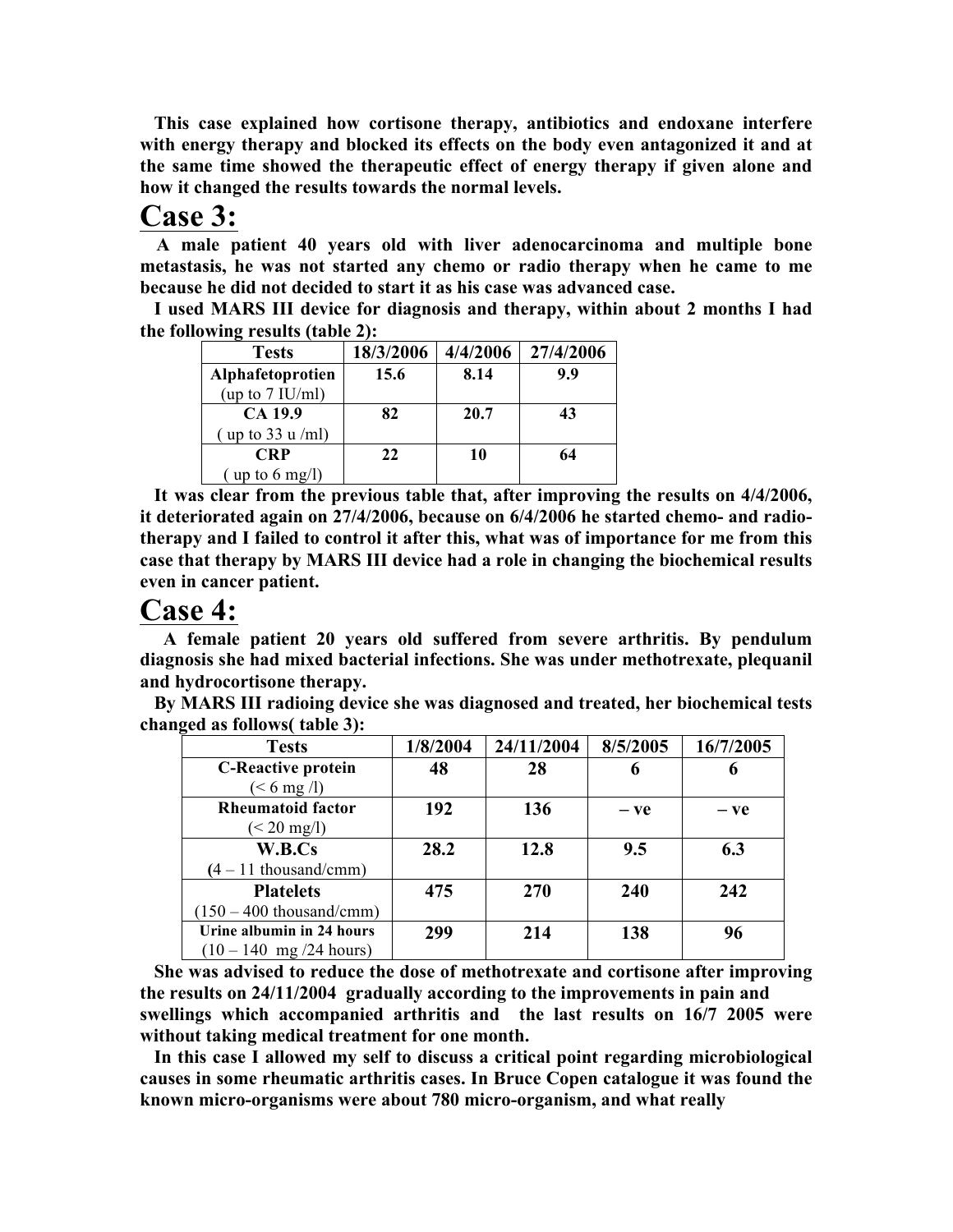**This case explained how cortisone therapy, antibiotics and endoxane interfere with energy therapy and blocked its effects on the body even antagonized it and at the same time showed the therapeutic effect of energy therapy if given alone and how it changed the results towards the normal levels.**

# Case 3:

**A male patient 40 years old with liver adenocarcinoma and multiple bone metastasis, he was not started any chemo or radio therapy when he came to me because he did not decided to start it as his case was advanced case.**

**I used MARS III device for diagnosis and therapy, within about 2 months I had the following results (table 2):**

| Tests | 18/3/2006 | 4/4/2006 | 27/4/2006 |
|---|---|---|---|
| **Alphafetoprotien** (up to 7 IU/ml) | **15.6** | **8.14** | **9.9** |
| **CA 19.9** ( up to 33 u /ml) | **82** | **20.7** | **43** |
| **CRP** ( up to 6 mg/l) | **22** | **10** | **64** |

**It was clear from the previous table that, after improving the results on 4/4/2006, it deteriorated again on 27/4/2006, because on 6/4/2006 he started chemo- and radio-therapy and I failed to control it after this, what was of importance for me from this case that therapy by MARS III device had a role in changing the biochemical results even in cancer patient.**

# Case 4:

**A female patient 20 years old suffered from severe arthritis. By pendulum diagnosis she had mixed bacterial infections. She was under methotrexate, plequanil and hydrocortisone therapy.**

**By MARS III radioing device she was diagnosed and treated, her biochemical tests changed as follows( table 3):**

| Tests | 1/8/2004 | 24/11/2004 | 8/5/2005 | 16/7/2005 |
|---|---|---|---|---|
| **C-Reactive protein** (< 6 mg /l) | **48** | **28** | **6** | **6** |
| **Rheumatoid factor** (< 20 mg/l) | **192** | **136** | **– ve** | **– ve** |
| **W.B.Cs** (4 – 11 thousand/cmm) | **28.2** | **12.8** | **9.5** | **6.3** |
| **Platelets** (150 – 400 thousand/cmm) | **475** | **270** | **240** | **242** |
| **Urine albumin in 24 hours** (10 – 140 mg /24 hours) | **299** | **214** | **138** | **96** |

**She was advised to reduce the dose of methotrexate and cortisone after improving the results on 24/11/2004 gradually according to the improvements in pain and swellings which accompanied arthritis and the last results on 16/7 2005 were without taking medical treatment for one month.**

**In this case I allowed my self to discuss a critical point regarding microbiological causes in some rheumatic arthritis cases. In Bruce Copen catalogue it was found the known micro-organisms were about 780 micro-organism, and what really**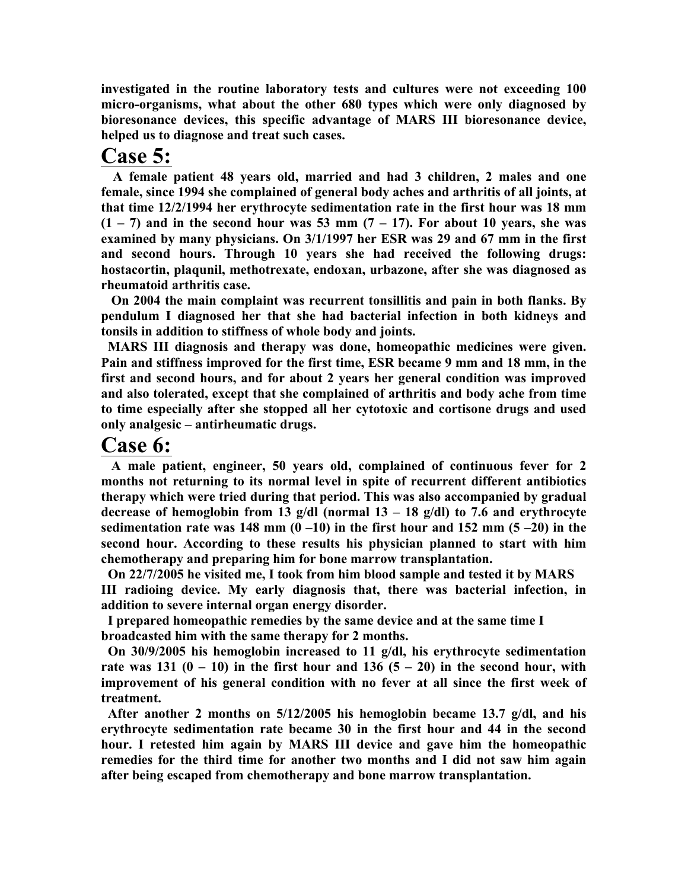**investigated in the routine laboratory tests and cultures were not exceeding 100 micro-organisms, what about the other 680 types which were only diagnosed by bioresonance devices, this specific advantage of MARS III bioresonance device, helped us to diagnose and treat such cases.**

# Case 5:

**A female patient 48 years old, married and had 3 children, 2 males and one female, since 1994 she complained of general body aches and arthritis of all joints, at that time 12/2/1994 her erythrocyte sedimentation rate in the first hour was 18 mm (1 – 7) and in the second hour was 53 mm (7 – 17). For about 10 years, she was examined by many physicians. On 3/1/1997 her ESR was 29 and 67 mm in the first and second hours. Through 10 years she had received the following drugs: hostacortin, plaqunil, methotrexate, endoxan, urbazone, after she was diagnosed as rheumatoid arthritis case.**

**On 2004 the main complaint was recurrent tonsillitis and pain in both flanks. By pendulum I diagnosed her that she had bacterial infection in both kidneys and tonsils in addition to stiffness of whole body and joints.**

**MARS III diagnosis and therapy was done, homeopathic medicines were given. Pain and stiffness improved for the first time, ESR became 9 mm and 18 mm, in the first and second hours, and for about 2 years her general condition was improved and also tolerated, except that she complained of arthritis and body ache from time to time especially after she stopped all her cytotoxic and cortisone drugs and used only analgesic – antirheumatic drugs.**

# Case 6:

**A male patient, engineer, 50 years old, complained of continuous fever for 2 months not returning to its normal level in spite of recurrent different antibiotics therapy which were tried during that period. This was also accompanied by gradual decrease of hemoglobin from 13 g/dl (normal 13 – 18 g/dl) to 7.6 and erythrocyte sedimentation rate was 148 mm (0 –10) in the first hour and 152 mm (5 –20) in the second hour. According to these results his physician planned to start with him chemotherapy and preparing him for bone marrow transplantation.**

**On 22/7/2005 he visited me, I took from him blood sample and tested it by MARS III radioing device. My early diagnosis that, there was bacterial infection, in addition to severe internal organ energy disorder.**

**I prepared homeopathic remedies by the same device and at the same time I broadcasted him with the same therapy for 2 months.**

**On 30/9/2005 his hemoglobin increased to 11 g/dl, his erythrocyte sedimentation rate was 131 (0 – 10) in the first hour and 136 (5 – 20) in the second hour, with improvement of his general condition with no fever at all since the first week of treatment.**

**After another 2 months on 5/12/2005 his hemoglobin became 13.7 g/dl, and his erythrocyte sedimentation rate became 30 in the first hour and 44 in the second hour. I retested him again by MARS III device and gave him the homeopathic remedies for the third time for another two months and I did not saw him again after being escaped from chemotherapy and bone marrow transplantation.**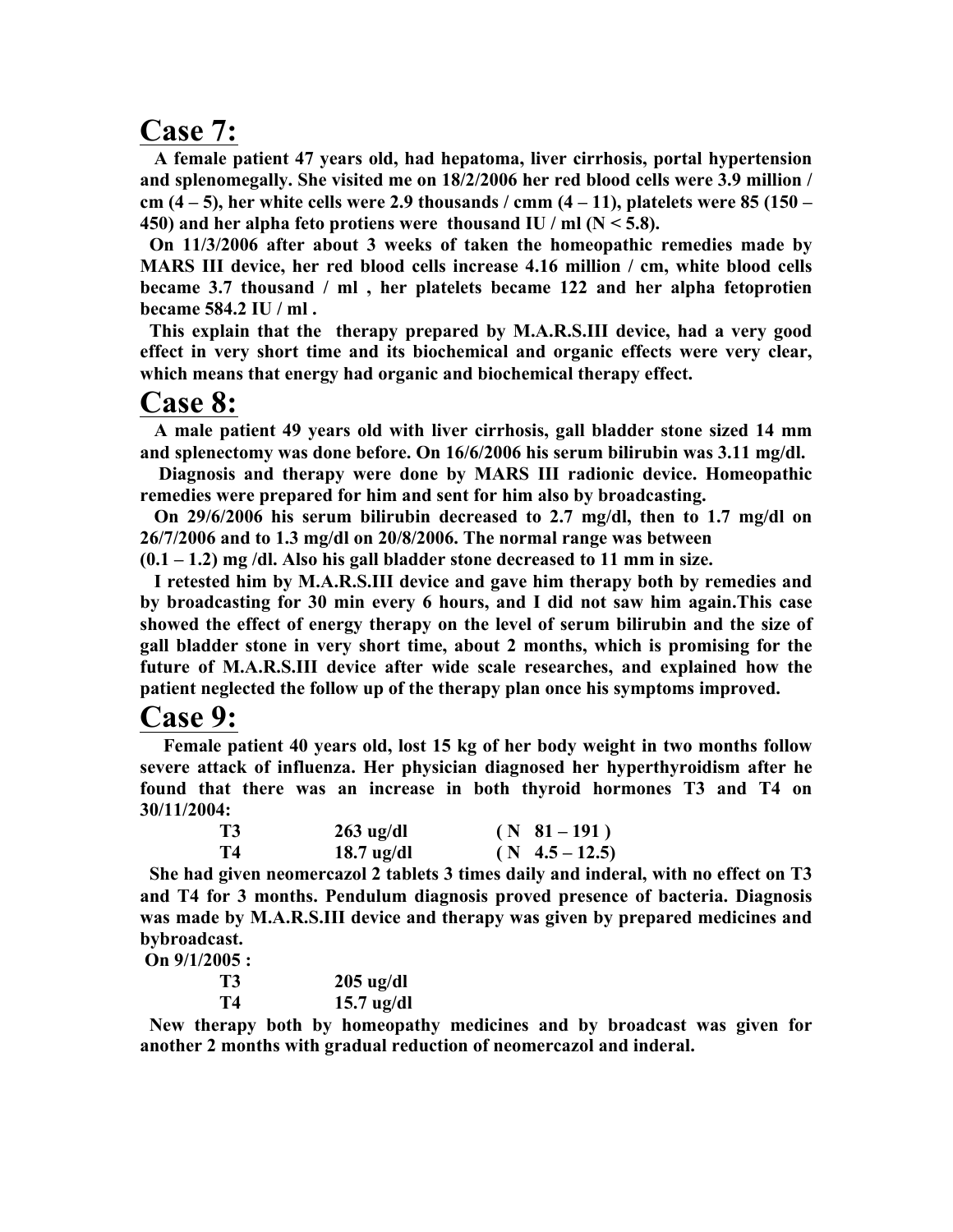## Case 7:

**A female patient 47 years old, had hepatoma, liver cirrhosis, portal hypertension and splenomegally. She visited me on 18/2/2006 her red blood cells were 3.9 million / cm (4 – 5), her white cells were 2.9 thousands / cmm (4 – 11), platelets were 85 (150 – 450) and her alpha feto protiens were thousand IU / ml (N < 5.8).**

**On 11/3/2006 after about 3 weeks of taken the homeopathic remedies made by MARS III device, her red blood cells increase 4.16 million / cm, white blood cells became 3.7 thousand / ml , her platelets became 122 and her alpha fetoprotien became 584.2 IU / ml .**

**This explain that the therapy prepared by M.A.R.S.III device, had a very good effect in very short time and its biochemical and organic effects were very clear, which means that energy had organic and biochemical therapy effect.**

## Case 8:

**A male patient 49 years old with liver cirrhosis, gall bladder stone sized 14 mm and splenectomy was done before. On 16/6/2006 his serum bilirubin was 3.11 mg/dl.**

**Diagnosis and therapy were done by MARS III radionic device. Homeopathic remedies were prepared for him and sent for him also by broadcasting.**

**On 29/6/2006 his serum bilirubin decreased to 2.7 mg/dl, then to 1.7 mg/dl on 26/7/2006 and to 1.3 mg/dl on 20/8/2006. The normal range was between (0.1 – 1.2) mg /dl. Also his gall bladder stone decreased to 11 mm in size.**

**I retested him by M.A.R.S.III device and gave him therapy both by remedies and by broadcasting for 30 min every 6 hours, and I did not saw him again.This case showed the effect of energy therapy on the level of serum bilirubin and the size of gall bladder stone in very short time, about 2 months, which is promising for the future of M.A.R.S.III device after wide scale researches, and explained how the patient neglected the follow up of the therapy plan once his symptoms improved.**

## Case 9:

**Female patient 40 years old, lost 15 kg of her body weight in two months follow severe attack of influenza. Her physician diagnosed her hyperthyroidism after he found that there was an increase in both thyroid hormones T3 and T4 on 30/11/2004:**

| | | |
|---|---|---|
| **T3** | **263 ug/dl** | **( N 81 – 191 )** |
| **T4** | **18.7 ug/dl** | **( N 4.5 – 12.5)** |

**She had given neomercazol 2 tablets 3 times daily and inderal, with no effect on T3 and T4 for 3 months. Pendulum diagnosis proved presence of bacteria. Diagnosis was made by M.A.R.S.III device and therapy was given by prepared medicines and bybroadcast.**

**On 9/1/2005 :**

| | |
|---|---|
| **T3** | **205 ug/dl** |
| **T4** | **15.7 ug/dl** |

**New therapy both by homeopathy medicines and by broadcast was given for another 2 months with gradual reduction of neomercazol and inderal.**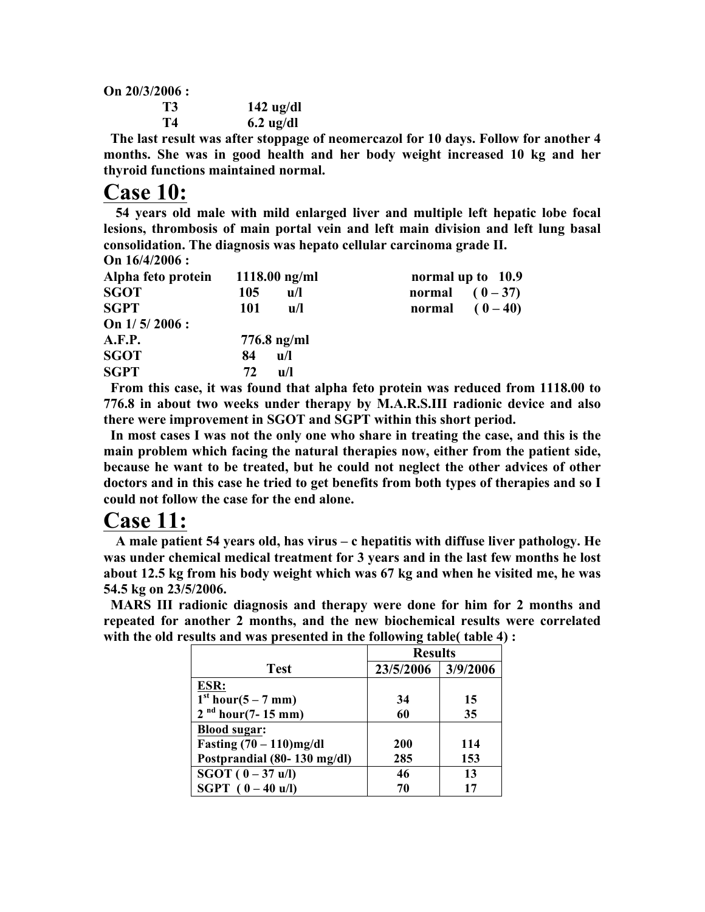**On 20/3/2006 :**

| | |
|---|---|
| **T3** | **142 ug/dl** |
| **T4** | **6.2 ug/dl** |

**The last result was after stoppage of neomercazol for 10 days. Follow for another 4 months. She was in good health and her body weight increased 10 kg and her thyroid functions maintained normal.**

# Case 10:

**54 years old male with mild enlarged liver and multiple left hepatic lobe focal lesions, thrombosis of main portal vein and left main division and left lung basal consolidation. The diagnosis was hepato cellular carcinoma grade II.**

**On 16/4/2006 :**

| | | |
|---|---|---|
| **Alpha feto protein** | **1118.00 ng/ml** | **normal up to 10.9** |
| **SGOT** | **105 u/l** | **normal (0 – 37)** |
| **SGPT** | **101 u/l** | **normal (0 – 40)** |

**On 1/ 5/ 2006 :**

| | |
|---|---|
| **A.F.P.** | **776.8 ng/ml** |
| **SGOT** | **84 u/l** |
| **SGPT** | **72 u/l** |

**From this case, it was found that alpha feto protein was reduced from 1118.00 to 776.8 in about two weeks under therapy by M.A.R.S.III radionic device and also there were improvement in SGOT and SGPT within this short period.**

**In most cases I was not the only one who share in treating the case, and this is the main problem which facing the natural therapies now, either from the patient side, because he want to be treated, but he could not neglect the other advices of other doctors and in this case he tried to get benefits from both types of therapies and so I could not follow the case for the end alone.**

# Case 11:

**A male patient 54 years old, has virus – c hepatitis with diffuse liver pathology. He was under chemical medical treatment for 3 years and in the last few months he lost about 12.5 kg from his body weight which was 67 kg and when he visited me, he was 54.5 kg on 23/5/2006.**

**MARS III radionic diagnosis and therapy were done for him for 2 months and repeated for another 2 months, and the new biochemical results were correlated with the old results and was presented in the following table( table 4) :**

| Test | Results | |
|---|---|---|
| | 23/5/2006 | 3/9/2006 |
| **ESR:** | | |
| $1^{st}$ hour(5 – 7 mm) | 34 | 15 |
| $2^{nd}$ hour(7- 15 mm) | 60 | 35 |
| **Blood sugar:** | | |
| Fasting (70 – 110)mg/dl | 200 | 114 |
| Postprandial (80- 130 mg/dl) | 285 | 153 |
| SGOT ( 0 – 37 u/l) | 46 | 13 |
| SGPT ( 0 – 40 u/l) | 70 | 17 |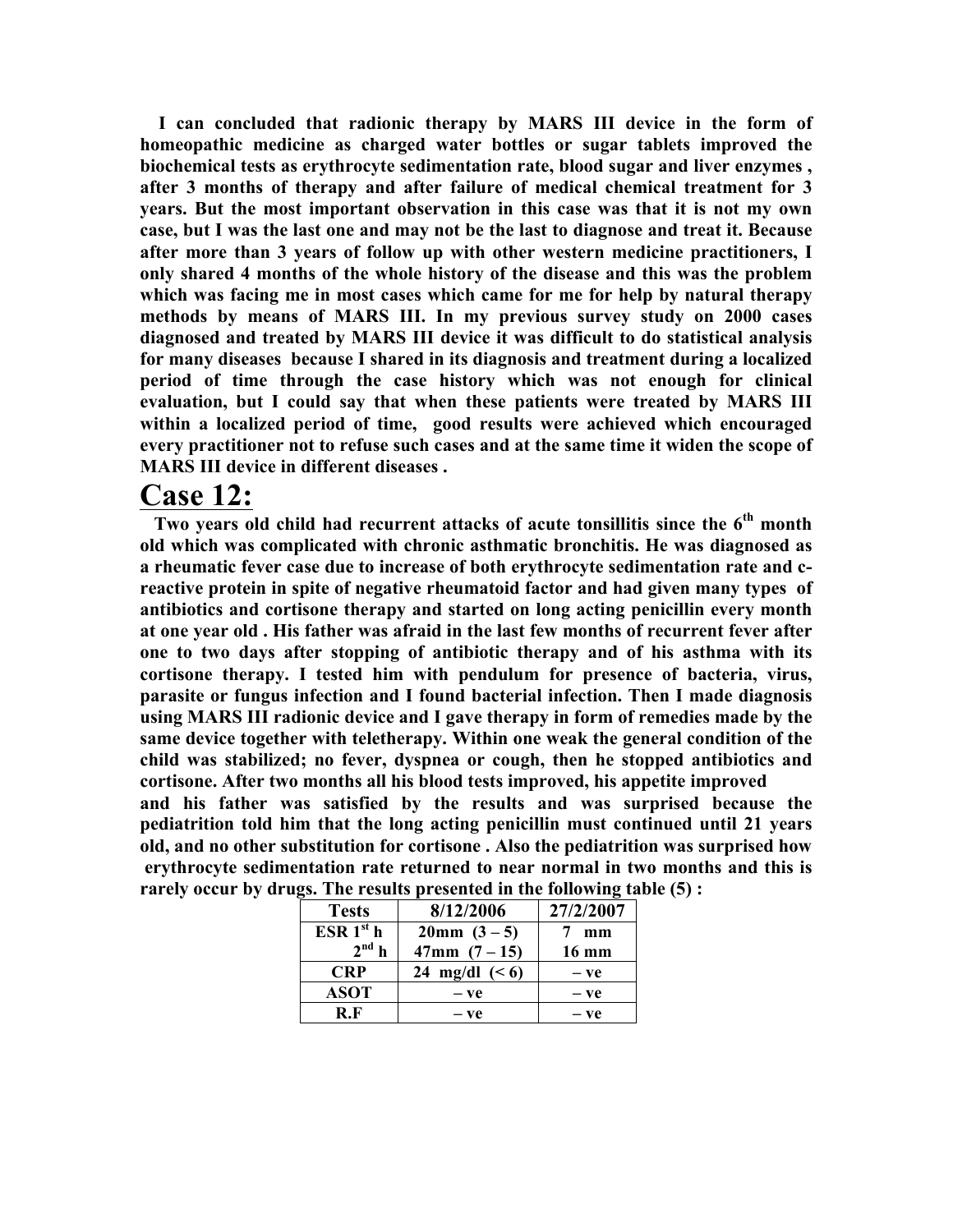**I can concluded that radionic therapy by MARS III device in the form of homeopathic medicine as charged water bottles or sugar tablets improved the biochemical tests as erythrocyte sedimentation rate, blood sugar and liver enzymes , after 3 months of therapy and after failure of medical chemical treatment for 3 years. But the most important observation in this case was that it is not my own case, but I was the last one and may not be the last to diagnose and treat it. Because after more than 3 years of follow up with other western medicine practitioners, I only shared 4 months of the whole history of the disease and this was the problem which was facing me in most cases which came for me for help by natural therapy methods by means of MARS III. In my previous survey study on 2000 cases diagnosed and treated by MARS III device it was difficult to do statistical analysis for many diseases because I shared in its diagnosis and treatment during a localized period of time through the case history which was not enough for clinical evaluation, but I could say that when these patients were treated by MARS III within a localized period of time, good results were achieved which encouraged every practitioner not to refuse such cases and at the same time it widen the scope of MARS III device in different diseases .**

# Case 12:

**Two years old child had recurrent attacks of acute tonsillitis since the 6th month old which was complicated with chronic asthmatic bronchitis. He was diagnosed as a rheumatic fever case due to increase of both erythrocyte sedimentation rate and c-reactive protein in spite of negative rheumatoid factor and had given many types of antibiotics and cortisone therapy and started on long acting penicillin every month at one year old . His father was afraid in the last few months of recurrent fever after one to two days after stopping of antibiotic therapy and of his asthma with its cortisone therapy. I tested him with pendulum for presence of bacteria, virus, parasite or fungus infection and I found bacterial infection. Then I made diagnosis using MARS III radionic device and I gave therapy in form of remedies made by the same device together with teletherapy. Within one weak the general condition of the child was stabilized; no fever, dyspnea or cough, then he stopped antibiotics and cortisone. After two months all his blood tests improved, his appetite improved and his father was satisfied by the results and was surprised because the pediatrition told him that the long acting penicillin must continued until 21 years old, and no other substitution for cortisone . Also the pediatrition was surprised how erythrocyte sedimentation rate returned to near normal in two months and this is rarely occur by drugs. The results presented in the following table (5) :**

| Tests | 8/12/2006 | 27/2/2007 |
|---|---|---|
| ESR 1st h | 20mm (3 – 5) | 7 mm |
| 2nd h | 47mm (7 – 15) | 16 mm |
| CRP | 24 mg/dl (< 6) | – ve |
| ASOT | – ve | – ve |
| R.F | – ve | – ve |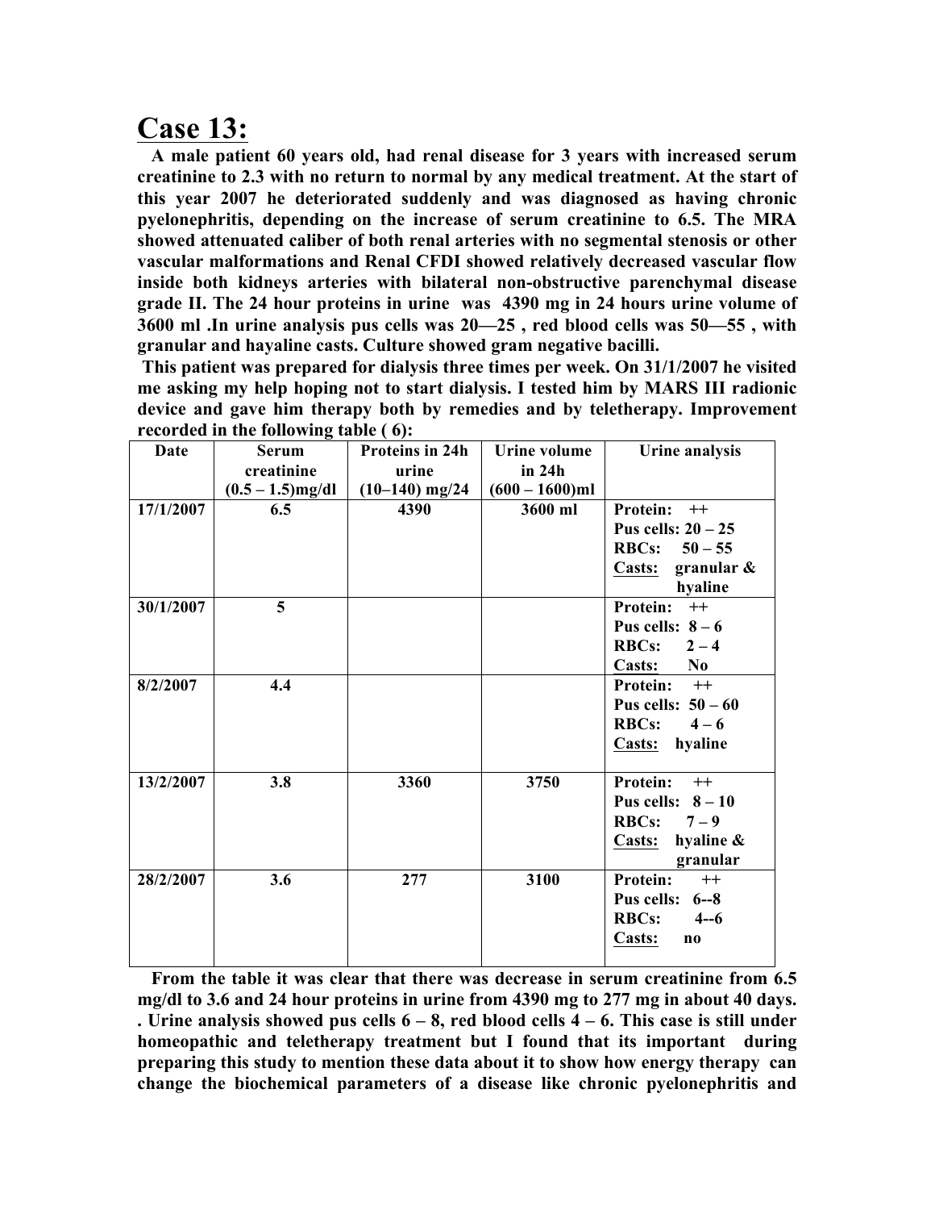# Case 13:

**A male patient 60 years old, had renal disease for 3 years with increased serum creatinine to 2.3 with no return to normal by any medical treatment. At the start of this year 2007 he deteriorated suddenly and was diagnosed as having chronic pyelonephritis, depending on the increase of serum creatinine to 6.5. The MRA showed attenuated caliber of both renal arteries with no segmental stenosis or other vascular malformations and Renal CFDI showed relatively decreased vascular flow inside both kidneys arteries with bilateral non-obstructive parenchymal disease grade II. The 24 hour proteins in urine was 4390 mg in 24 hours urine volume of 3600 ml .In urine analysis pus cells was 20—25 , red blood cells was 50—55 , with granular and hayaline casts. Culture showed gram negative bacilli.**

**This patient was prepared for dialysis three times per week. On 31/1/2007 he visited me asking my help hoping not to start dialysis. I tested him by MARS III radionic device and gave him therapy both by remedies and by teletherapy. Improvement recorded in the following table ( 6):**

| Date | Serum creatinine (0.5 – 1.5)mg/dl | Proteins in 24h urine (10–140) mg/24 | Urine volume in 24h (600 – 1600)ml | Urine analysis |
|---|---|---|---|---|
| 17/1/2007 | 6.5 | 4390 | 3600 ml | Protein: ++<br>Pus cells: 20 – 25<br>RBCs: 50 – 55<br>Casts: granular & hyaline |
| 30/1/2007 | 5 | | | Protein: ++<br>Pus cells: 8 – 6<br>RBCs: 2 – 4<br>Casts: No |
| 8/2/2007 | 4.4 | | | Protein: ++<br>Pus cells: 50 – 60<br>RBCs: 4 – 6<br>Casts: hyaline |
| 13/2/2007 | 3.8 | 3360 | 3750 | Protein: ++<br>Pus cells: 8 – 10<br>RBCs: 7 – 9<br>Casts: hyaline & granular |
| 28/2/2007 | 3.6 | 277 | 3100 | Protein: ++<br>Pus cells: 6--8<br>RBCs: 4--6<br>Casts: no |

**From the table it was clear that there was decrease in serum creatinine from 6.5 mg/dl to 3.6 and 24 hour proteins in urine from 4390 mg to 277 mg in about 40 days. . Urine analysis showed pus cells 6 – 8, red blood cells 4 – 6. This case is still under homeopathic and teletherapy treatment but I found that its important during preparing this study to mention these data about it to show how energy therapy can change the biochemical parameters of a disease like chronic pyelonephritis and**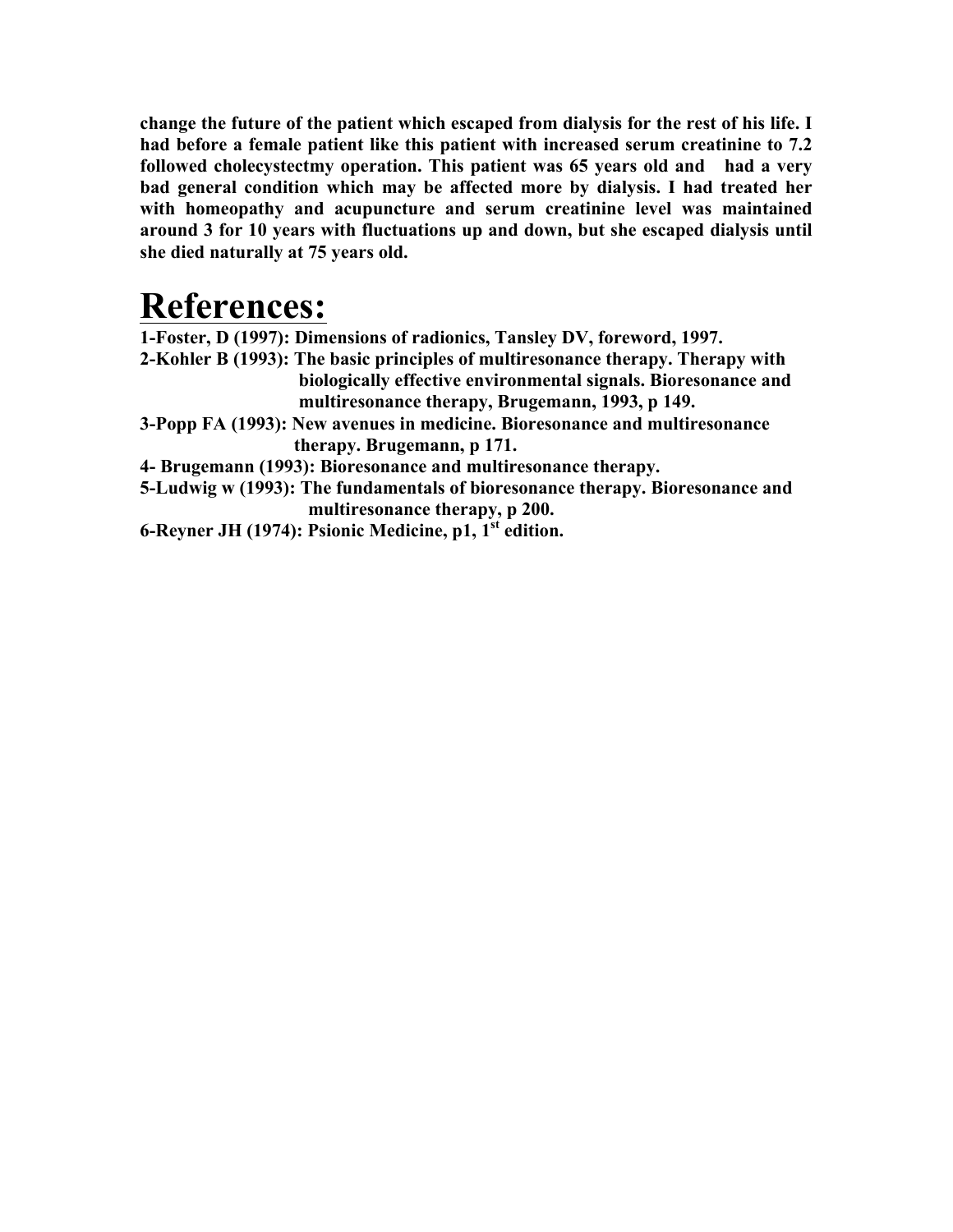**change the future of the patient which escaped from dialysis for the rest of his life. I had before a female patient like this patient with increased serum creatinine to 7.2 followed cholecystectmy operation. This patient was 65 years old and had a very bad general condition which may be affected more by dialysis. I had treated her with homeopathy and acupuncture and serum creatinine level was maintained around 3 for 10 years with fluctuations up and down, but she escaped dialysis until she died naturally at 75 years old.**

# References:

**1-Foster, D (1997): Dimensions of radionics, Tansley DV, foreword, 1997.**

**2-Kohler B (1993): The basic principles of multiresonance therapy. Therapy with biologically effective environmental signals. Bioresonance and multiresonance therapy, Brugemann, 1993, p 149.**

**3-Popp FA (1993): New avenues in medicine. Bioresonance and multiresonance therapy. Brugemann, p 171.**

**4- Brugemann (1993): Bioresonance and multiresonance therapy.**

**5-Ludwig w (1993): The fundamentals of bioresonance therapy. Bioresonance and multiresonance therapy, p 200.**

**6-Reyner JH (1974): Psionic Medicine, p1, 1st edition.**